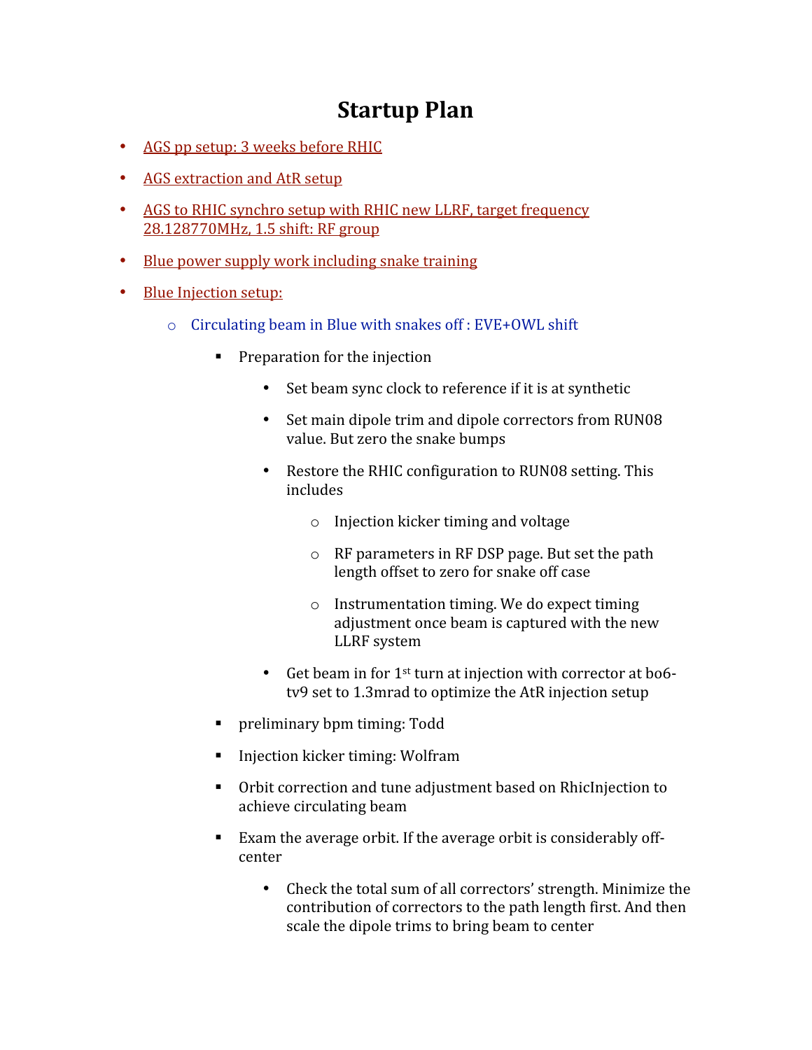# Startup Plan

- AGS pp setup: 3 weeks before RHIC
- AGS extraction and AtR setup
- AGS to RHIC synchro setup with RHIC new LLRF, target frequency 28.128770MHz, 1.5 shift: RF group
- Blue power supply work including snake training
- Blue Injection setup:
    - Circulating beam in Blue with snakes off : EVE+OWL shift
        - Preparation for the injection
            - Set beam sync clock to reference if it is at synthetic
            - Set main dipole trim and dipole correctors from RUN08 value. But zero the snake bumps
            - Restore the RHIC configuration to RUN08 setting. This includes
                - Injection kicker timing and voltage
                - RF parameters in RF DSP page. But set the path length offset to zero for snake off case
                - Instrumentation timing. We do expect timing adjustment once beam is captured with the new LLRF system
            - Get beam in for 1st turn at injection with corrector at bo6-tv9 set to 1.3mrad to optimize the AtR injection setup
        - preliminary bpm timing: Todd
        - Injection kicker timing: Wolfram
        - Orbit correction and tune adjustment based on RhicInjection to achieve circulating beam
        - Exam the average orbit. If the average orbit is considerably off-center
            - Check the total sum of all correctors' strength. Minimize the contribution of correctors to the path length first. And then scale the dipole trims to bring beam to center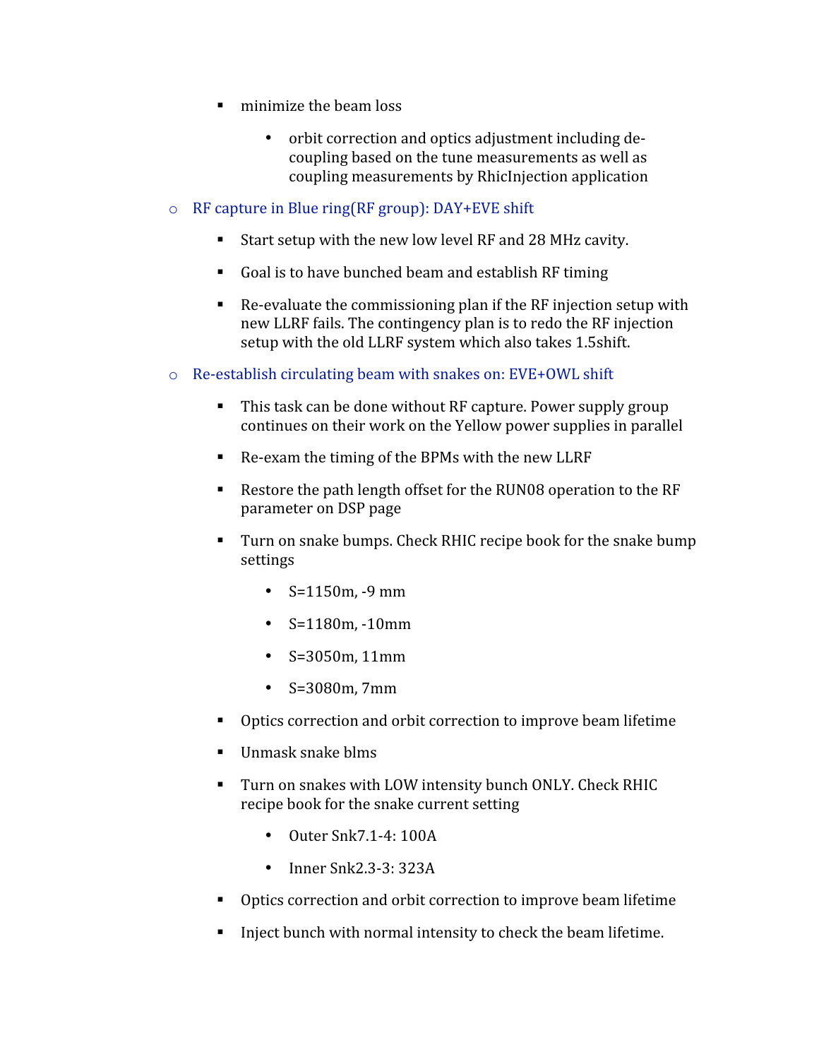- minimize the beam loss
        - orbit correction and optics adjustment including de-coupling based on the tune measurements as well as coupling measurements by RhicInjection application

- RF capture in Blue ring(RF group): DAY+EVE shift
    - Start setup with the new low level RF and 28 MHz cavity.
    - Goal is to have bunched beam and establish RF timing
    - Re-evaluate the commissioning plan if the RF injection setup with new LLRF fails. The contingency plan is to redo the RF injection setup with the old LLRF system which also takes 1.5shift.

- Re-establish circulating beam with snakes on: EVE+OWL shift
    - This task can be done without RF capture. Power supply group continues on their work on the Yellow power supplies in parallel
    - Re-exam the timing of the BPMs with the new LLRF
    - Restore the path length offset for the RUN08 operation to the RF parameter on DSP page
    - Turn on snake bumps. Check RHIC recipe book for the snake bump settings
        - S=1150m, -9 mm
        - S=1180m, -10mm
        - S=3050m, 11mm
        - S=3080m, 7mm
    - Optics correction and orbit correction to improve beam lifetime
    - Unmask snake blms
    - Turn on snakes with LOW intensity bunch ONLY. Check RHIC recipe book for the snake current setting
        - Outer Snk7.1-4: 100A
        - Inner Snk2.3-3: 323A
    - Optics correction and orbit correction to improve beam lifetime
    - Inject bunch with normal intensity to check the beam lifetime.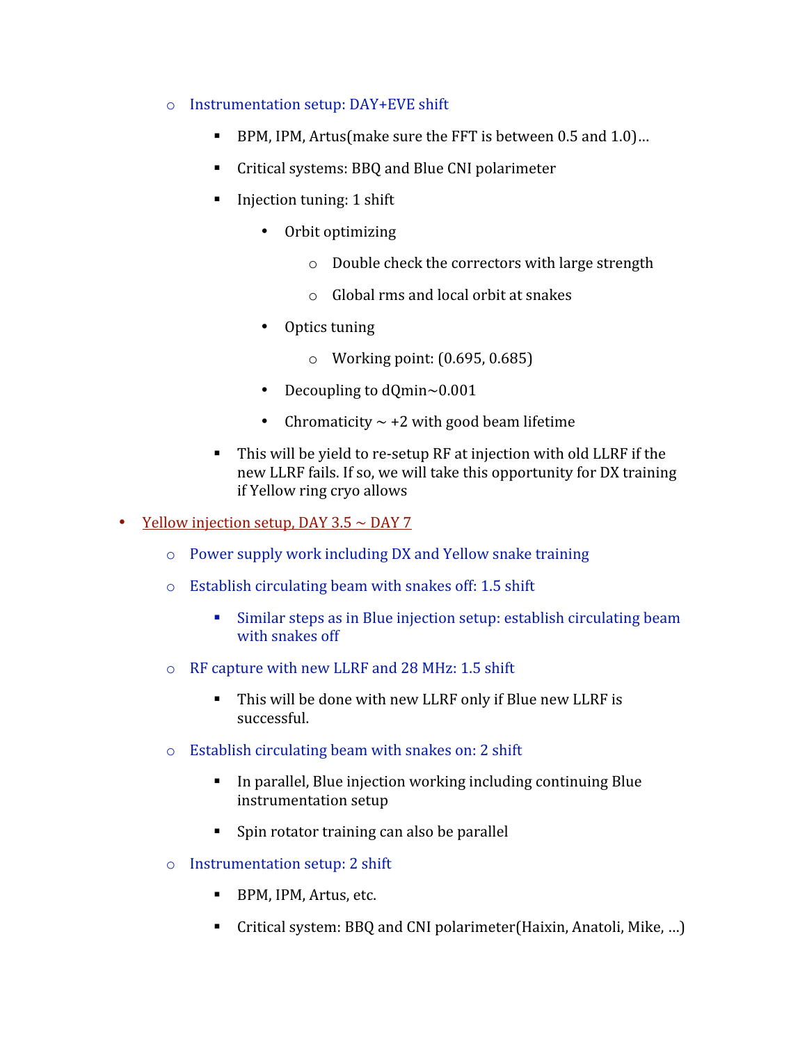- Instrumentation setup: DAY+EVE shift
  - BPM, IPM, Artus(make sure the FFT is between 0.5 and 1.0)…
  - Critical systems: BBQ and Blue CNI polarimeter
  - Injection tuning: 1 shift
    - Orbit optimizing
      - Double check the correctors with large strength
      - Global rms and local orbit at snakes
    - Optics tuning
      - Working point: (0.695, 0.685)
    - Decoupling to dQmin~0.001
    - Chromaticity ~ +2 with good beam lifetime
  - This will be yield to re-setup RF at injection with old LLRF if the new LLRF fails. If so, we will take this opportunity for DX training if Yellow ring cryo allows

- Yellow injection setup, DAY 3.5 ~ DAY 7
  - Power supply work including DX and Yellow snake training
  - Establish circulating beam with snakes off: 1.5 shift
    - Similar steps as in Blue injection setup: establish circulating beam with snakes off
  - RF capture with new LLRF and 28 MHz: 1.5 shift
    - This will be done with new LLRF only if Blue new LLRF is successful.
  - Establish circulating beam with snakes on: 2 shift
    - In parallel, Blue injection working including continuing Blue instrumentation setup
    - Spin rotator training can also be parallel
  - Instrumentation setup: 2 shift
    - BPM, IPM, Artus, etc.
    - Critical system: BBQ and CNI polarimeter(Haixin, Anatoli, Mike, …)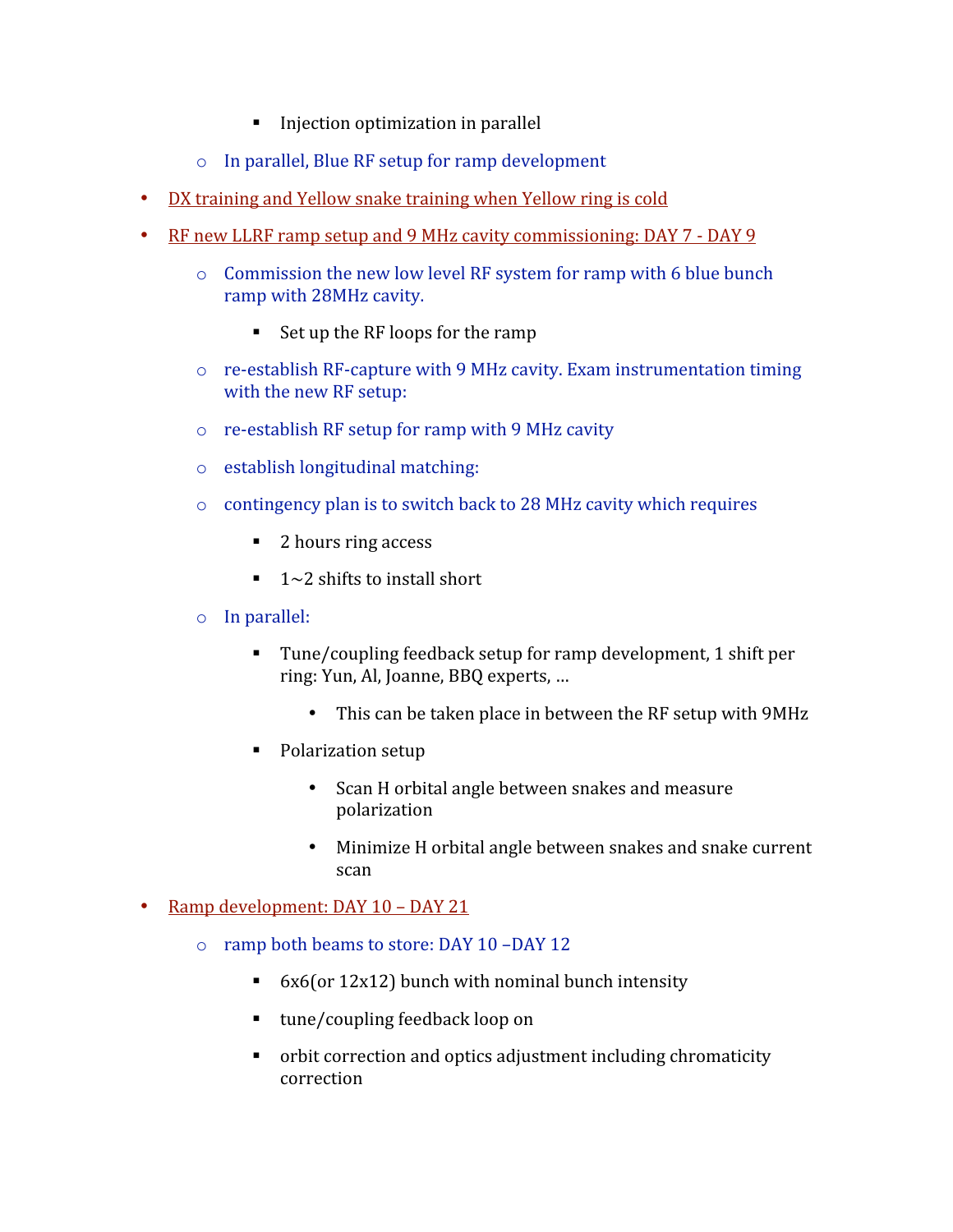- Injection optimization in parallel
    - In parallel, Blue RF setup for ramp development

- <u>DX training and Yellow snake training when Yellow ring is cold</u>
- <u>RF new LLRF ramp setup and 9 MHz cavity commissioning: DAY 7 - DAY 9</u>
    - Commission the new low level RF system for ramp with 6 blue bunch ramp with 28MHz cavity.
        - Set up the RF loops for the ramp
    - re-establish RF-capture with 9 MHz cavity. Exam instrumentation timing with the new RF setup:
    - re-establish RF setup for ramp with 9 MHz cavity
    - establish longitudinal matching:
    - contingency plan is to switch back to 28 MHz cavity which requires
        - 2 hours ring access
        - 1~2 shifts to install short
    - In parallel:
        - Tune/coupling feedback setup for ramp development, 1 shift per ring: Yun, Al, Joanne, BBQ experts, …
            - This can be taken place in between the RF setup with 9MHz
        - Polarization setup
            - Scan H orbital angle between snakes and measure polarization
            - Minimize H orbital angle between snakes and snake current scan
- <u>Ramp development: DAY 10 – DAY 21</u>
    - ramp both beams to store: DAY 10 –DAY 12
        - 6x6(or 12x12) bunch with nominal bunch intensity
        - tune/coupling feedback loop on
        - orbit correction and optics adjustment including chromaticity correction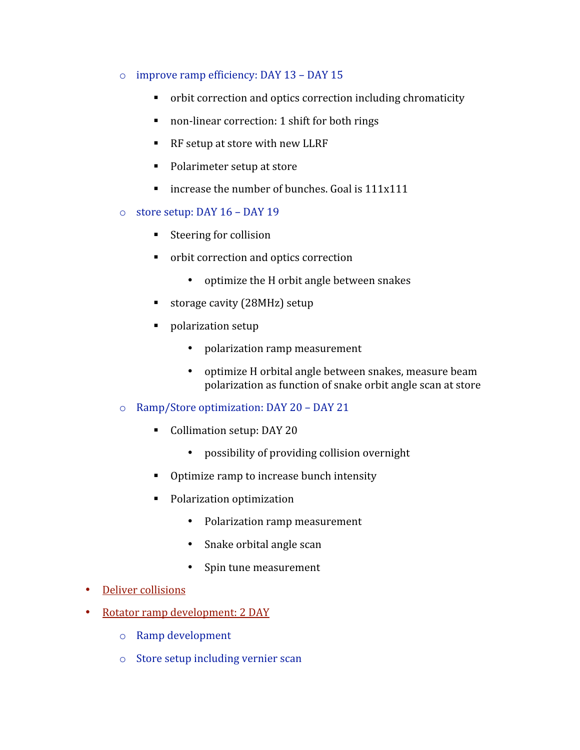- improve ramp efficiency: DAY 13 – DAY 15
  - orbit correction and optics correction including chromaticity
  - non-linear correction: 1 shift for both rings
  - RF setup at store with new LLRF
  - Polarimeter setup at store
  - increase the number of bunches. Goal is 111x111
- store setup: DAY 16 – DAY 19
  - Steering for collision
  - orbit correction and optics correction
    - optimize the H orbit angle between snakes
  - storage cavity (28MHz) setup
  - polarization setup
    - polarization ramp measurement
    - optimize H orbital angle between snakes, measure beam polarization as function of snake orbit angle scan at store
- Ramp/Store optimization: DAY 20 – DAY 21
  - Collimation setup: DAY 20
    - possibility of providing collision overnight
  - Optimize ramp to increase bunch intensity
  - Polarization optimization
    - Polarization ramp measurement
    - Snake orbital angle scan
    - Spin tune measurement

- Deliver collisions
- Rotator ramp development: 2 DAY
  - Ramp development
  - Store setup including vernier scan